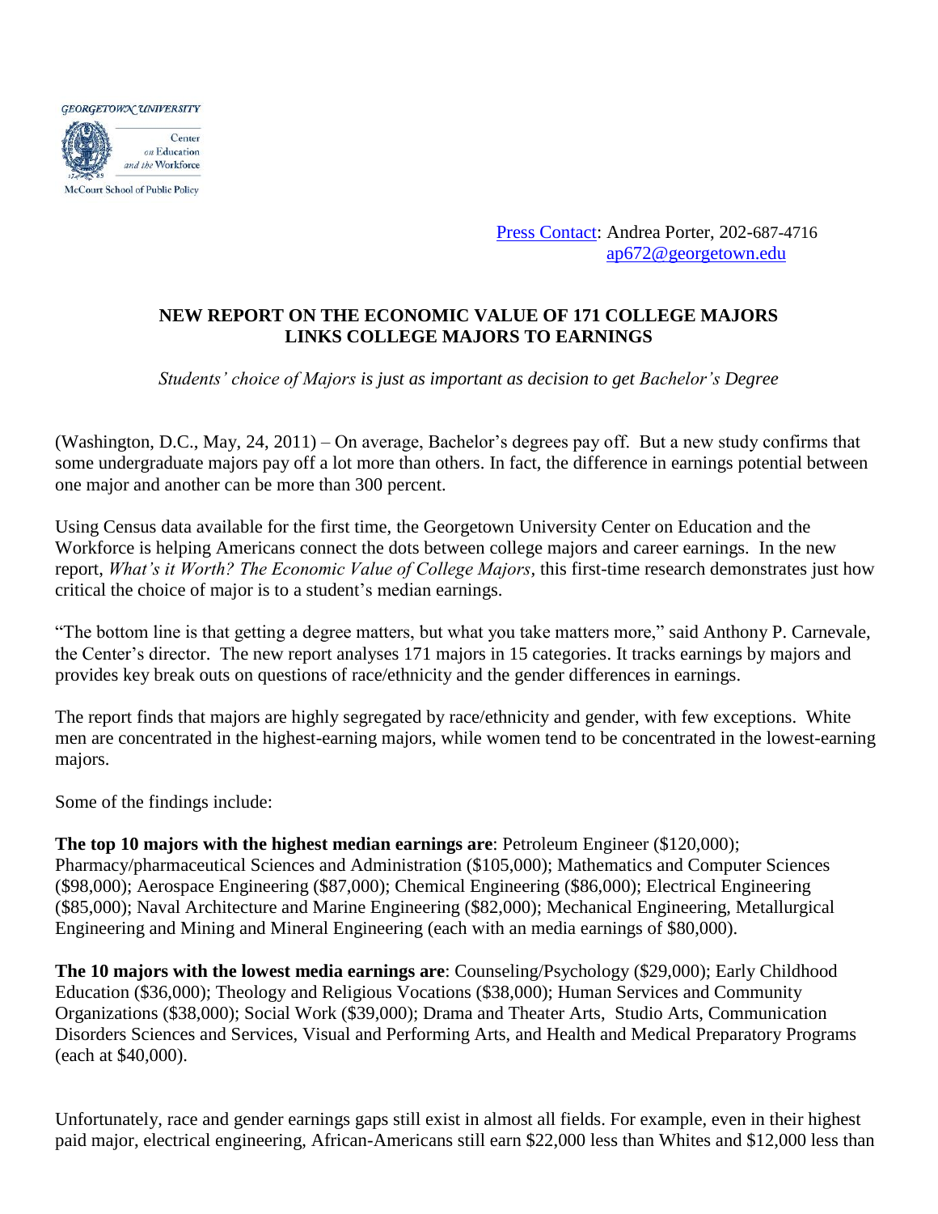GEORGETOWN UNIVERSITY

Center on Education and the Workforce

McCourt School of Public Policy

Press Contact: Andrea Porter, 202-687-4716
ap672@georgetown.edu

**NEW REPORT ON THE ECONOMIC VALUE OF 171 COLLEGE MAJORS LINKS COLLEGE MAJORS TO EARNINGS**

*Students' choice of Majors is just as important as decision to get Bachelor's Degree*

(Washington, D.C., May, 24, 2011) – On average, Bachelor's degrees pay off. But a new study confirms that some undergraduate majors pay off a lot more than others. In fact, the difference in earnings potential between one major and another can be more than 300 percent.

Using Census data available for the first time, the Georgetown University Center on Education and the Workforce is helping Americans connect the dots between college majors and career earnings. In the new report, *What's it Worth? The Economic Value of College Majors*, this first-time research demonstrates just how critical the choice of major is to a student's median earnings.

"The bottom line is that getting a degree matters, but what you take matters more," said Anthony P. Carnevale, the Center's director. The new report analyses 171 majors in 15 categories. It tracks earnings by majors and provides key break outs on questions of race/ethnicity and the gender differences in earnings.

The report finds that majors are highly segregated by race/ethnicity and gender, with few exceptions. White men are concentrated in the highest-earning majors, while women tend to be concentrated in the lowest-earning majors.

Some of the findings include:

**The top 10 majors with the highest median earnings are**: Petroleum Engineer ($120,000); Pharmacy/pharmaceutical Sciences and Administration ($105,000); Mathematics and Computer Sciences ($98,000); Aerospace Engineering ($87,000); Chemical Engineering ($86,000); Electrical Engineering ($85,000); Naval Architecture and Marine Engineering ($82,000); Mechanical Engineering, Metallurgical Engineering and Mining and Mineral Engineering (each with an media earnings of $80,000).

**The 10 majors with the lowest media earnings are**: Counseling/Psychology ($29,000); Early Childhood Education ($36,000); Theology and Religious Vocations ($38,000); Human Services and Community Organizations ($38,000); Social Work ($39,000); Drama and Theater Arts, Studio Arts, Communication Disorders Sciences and Services, Visual and Performing Arts, and Health and Medical Preparatory Programs (each at $40,000).

Unfortunately, race and gender earnings gaps still exist in almost all fields. For example, even in their highest paid major, electrical engineering, African-Americans still earn $22,000 less than Whites and $12,000 less than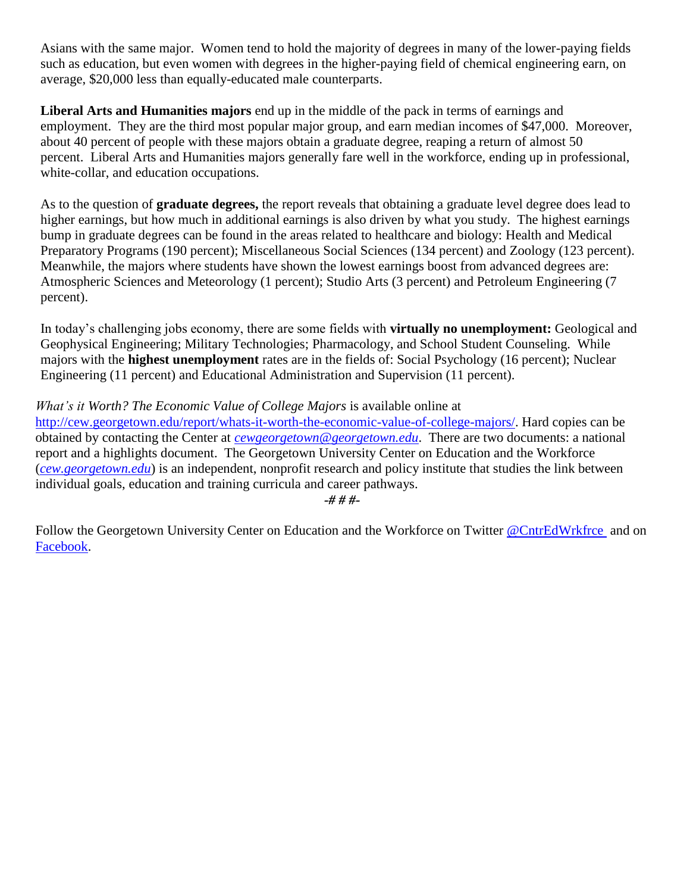Asians with the same major. Women tend to hold the majority of degrees in many of the lower-paying fields such as education, but even women with degrees in the higher-paying field of chemical engineering earn, on average, $20,000 less than equally-educated male counterparts.

**Liberal Arts and Humanities majors** end up in the middle of the pack in terms of earnings and employment. They are the third most popular major group, and earn median incomes of $47,000. Moreover, about 40 percent of people with these majors obtain a graduate degree, reaping a return of almost 50 percent. Liberal Arts and Humanities majors generally fare well in the workforce, ending up in professional, white-collar, and education occupations.

As to the question of **graduate degrees,** the report reveals that obtaining a graduate level degree does lead to higher earnings, but how much in additional earnings is also driven by what you study. The highest earnings bump in graduate degrees can be found in the areas related to healthcare and biology: Health and Medical Preparatory Programs (190 percent); Miscellaneous Social Sciences (134 percent) and Zoology (123 percent). Meanwhile, the majors where students have shown the lowest earnings boost from advanced degrees are: Atmospheric Sciences and Meteorology (1 percent); Studio Arts (3 percent) and Petroleum Engineering (7 percent).

In today's challenging jobs economy, there are some fields with **virtually no unemployment:** Geological and Geophysical Engineering; Military Technologies; Pharmacology, and School Student Counseling. While majors with the **highest unemployment** rates are in the fields of: Social Psychology (16 percent); Nuclear Engineering (11 percent) and Educational Administration and Supervision (11 percent).

*What's it Worth? The Economic Value of College Majors* is available online at http://cew.georgetown.edu/report/whats-it-worth-the-economic-value-of-college-majors/. Hard copies can be obtained by contacting the Center at *cewgeorgetown@georgetown.edu*. There are two documents: a national report and a highlights document. The Georgetown University Center on Education and the Workforce (*cew.georgetown.edu*) is an independent, nonprofit research and policy institute that studies the link between individual goals, education and training curricula and career pathways.

***-# # #-***

Follow the Georgetown University Center on Education and the Workforce on Twitter @CntrEdWrkfrce and on Facebook.